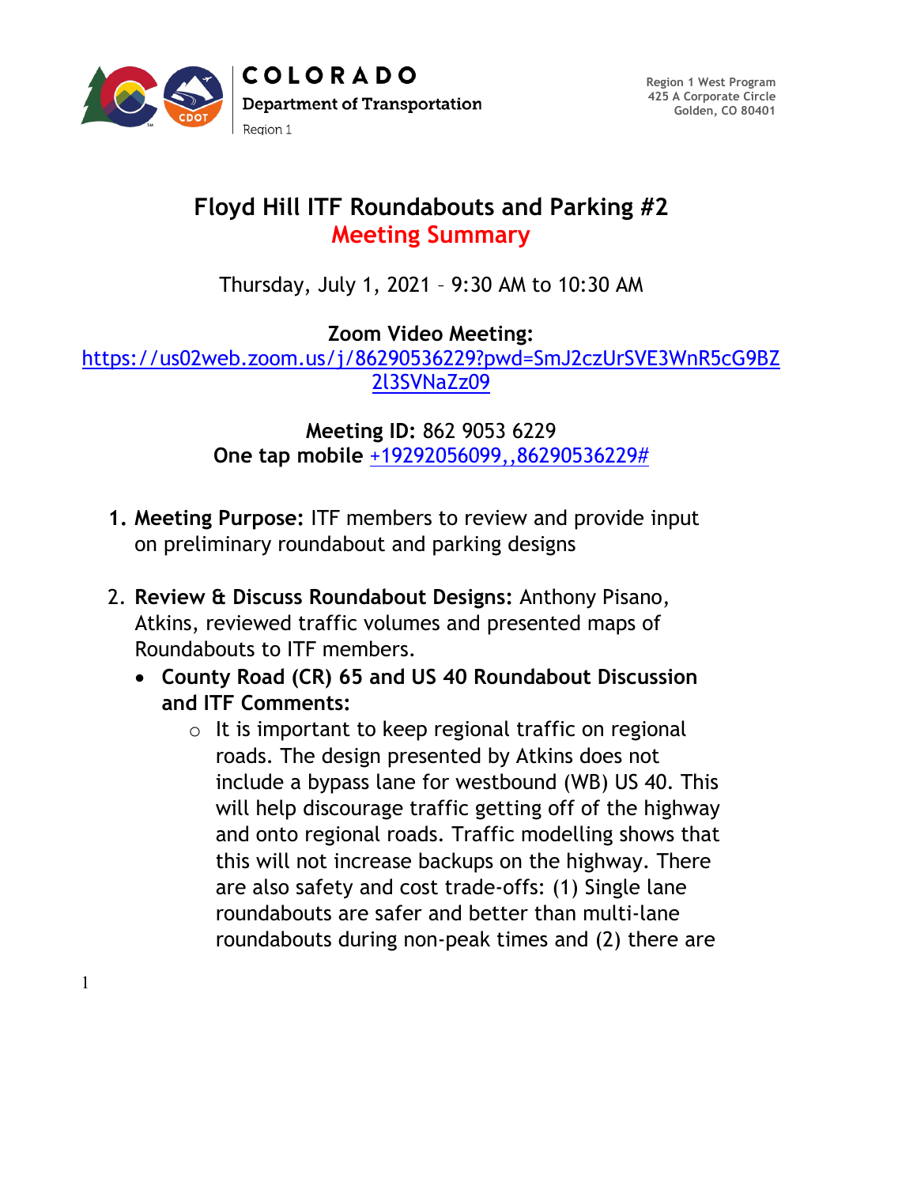COLORADO
Department of Transportation
Region 1

Region 1 West Program
425 A Corporate Circle
Golden, CO 80401

# Floyd Hill ITF Roundabouts and Parking #2
## Meeting Summary

Thursday, July 1, 2021 – 9:30 AM to 10:30 AM

**Zoom Video Meeting:**
[https://us02web.zoom.us/j/86290536229?pwd=SmJ2czUrSVE3WnR5cG9BZ2l3SVNaZz09](https://us02web.zoom.us/j/86290536229?pwd=SmJ2czUrSVE3WnR5cG9BZ2l3SVNaZz09)

**Meeting ID:** 862 9053 6229
**One tap mobile** +19292056099,,86290536229#

1. **Meeting Purpose:** ITF members to review and provide input on preliminary roundabout and parking designs
2. **Review & Discuss Roundabout Designs:** Anthony Pisano, Atkins, reviewed traffic volumes and presented maps of Roundabouts to ITF members.
   - **County Road (CR) 65 and US 40 Roundabout Discussion and ITF Comments:**
     - It is important to keep regional traffic on regional roads. The design presented by Atkins does not include a bypass lane for westbound (WB) US 40. This will help discourage traffic getting off of the highway and onto regional roads. Traffic modelling shows that this will not increase backups on the highway. There are also safety and cost trade-offs: (1) Single lane roundabouts are safer and better than multi-lane roundabouts during non-peak times and (2) there are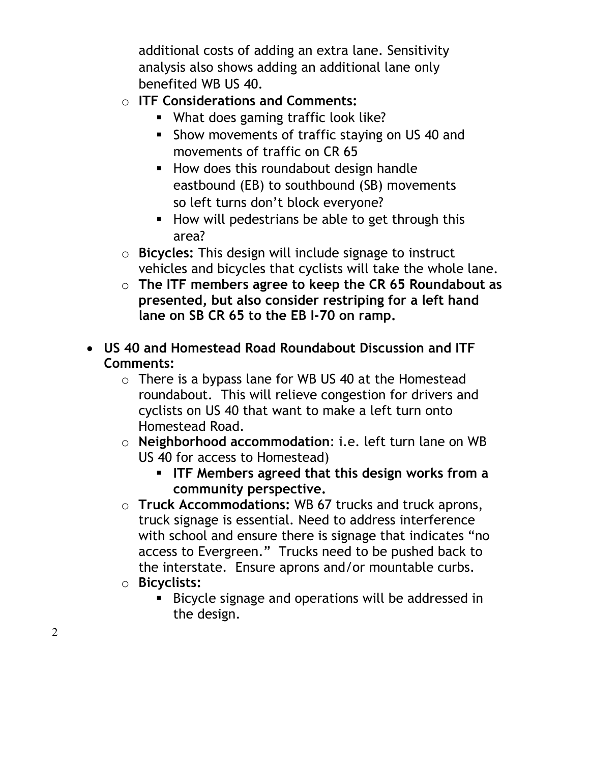additional costs of adding an extra lane. Sensitivity analysis also shows adding an additional lane only benefited WB US 40.
- **ITF Considerations and Comments:**
  - What does gaming traffic look like?
  - Show movements of traffic staying on US 40 and movements of traffic on CR 65
  - How does this roundabout design handle eastbound (EB) to southbound (SB) movements so left turns don't block everyone?
  - How will pedestrians be able to get through this area?
- **Bicycles:** This design will include signage to instruct vehicles and bicycles that cyclists will take the whole lane.
- **The ITF members agree to keep the CR 65 Roundabout as presented, but also consider restriping for a left hand lane on SB CR 65 to the EB I-70 on ramp.**

- **US 40 and Homestead Road Roundabout Discussion and ITF Comments:**
  - There is a bypass lane for WB US 40 at the Homestead roundabout. This will relieve congestion for drivers and cyclists on US 40 that want to make a left turn onto Homestead Road.
  - **Neighborhood accommodation**: i.e. left turn lane on WB US 40 for access to Homestead)
    - **ITF Members agreed that this design works from a community perspective.**
  - **Truck Accommodations:** WB 67 trucks and truck aprons, truck signage is essential. Need to address interference with school and ensure there is signage that indicates "no access to Evergreen." Trucks need to be pushed back to the interstate. Ensure aprons and/or mountable curbs.
  - **Bicyclists:**
    - Bicycle signage and operations will be addressed in the design.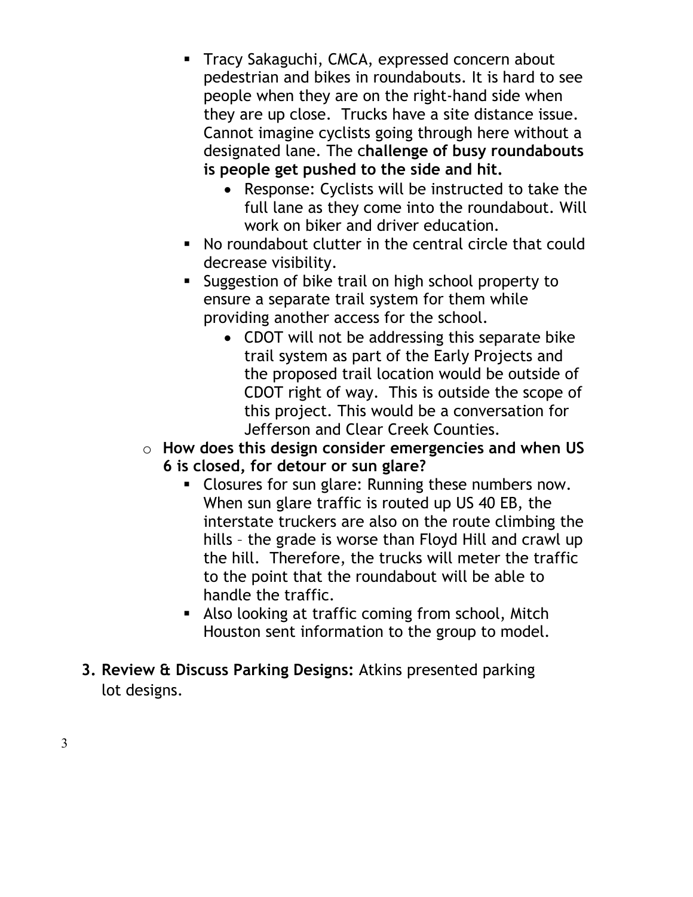- Tracy Sakaguchi, CMCA, expressed concern about pedestrian and bikes in roundabouts. It is hard to see people when they are on the right-hand side when they are up close. Trucks have a site distance issue. Cannot imagine cyclists going through here without a designated lane. The c**hallenge of busy roundabouts is people get pushed to the side and hit.**
        - Response: Cyclists will be instructed to take the full lane as they come into the roundabout. Will work on biker and driver education.
    - No roundabout clutter in the central circle that could decrease visibility.
    - Suggestion of bike trail on high school property to ensure a separate trail system for them while providing another access for the school.
        - CDOT will not be addressing this separate bike trail system as part of the Early Projects and the proposed trail location would be outside of CDOT right of way. This is outside the scope of this project. This would be a conversation for Jefferson and Clear Creek Counties.
  - **How does this design consider emergencies and when US 6 is closed, for detour or sun glare?**
    - Closures for sun glare: Running these numbers now. When sun glare traffic is routed up US 40 EB, the interstate truckers are also on the route climbing the hills – the grade is worse than Floyd Hill and crawl up the hill. Therefore, the trucks will meter the traffic to the point that the roundabout will be able to handle the traffic.
    - Also looking at traffic coming from school, Mitch Houston sent information to the group to model.

3. **Review & Discuss Parking Designs:** Atkins presented parking lot designs.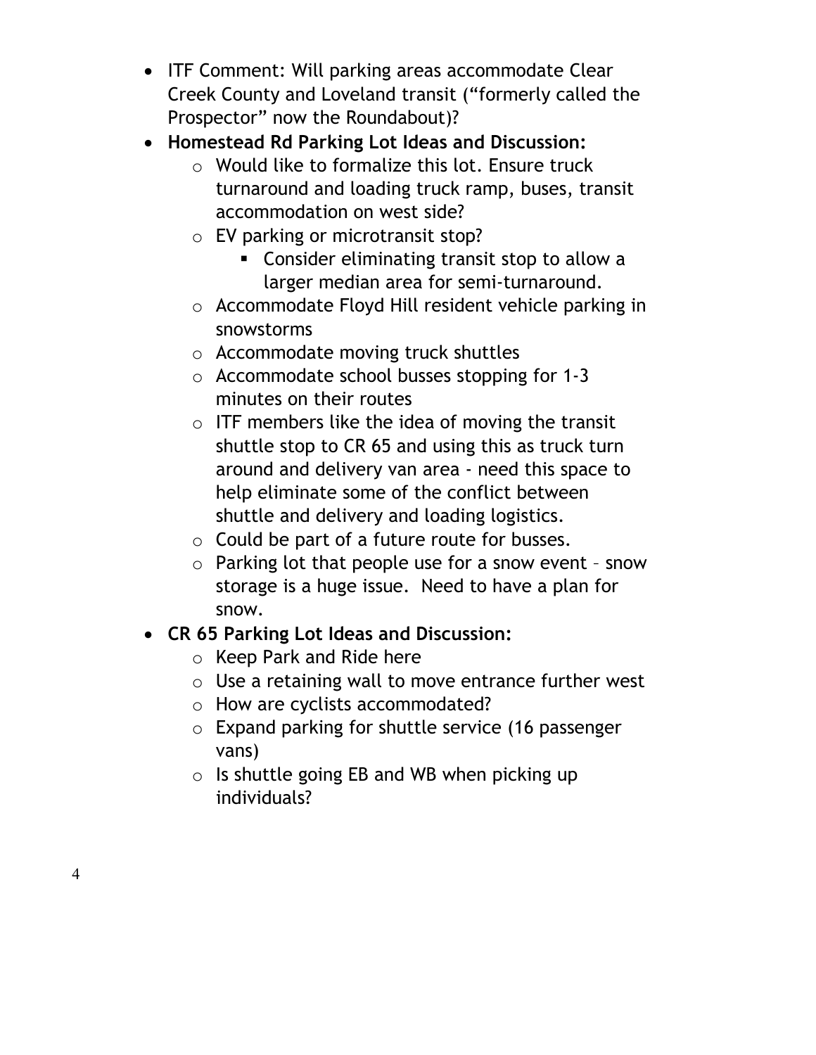- ITF Comment: Will parking areas accommodate Clear Creek County and Loveland transit ("formerly called the Prospector" now the Roundabout)?
- **Homestead Rd Parking Lot Ideas and Discussion:**
  - Would like to formalize this lot. Ensure truck turnaround and loading truck ramp, buses, transit accommodation on west side?
  - EV parking or microtransit stop?
    - Consider eliminating transit stop to allow a larger median area for semi-turnaround.
  - Accommodate Floyd Hill resident vehicle parking in snowstorms
  - Accommodate moving truck shuttles
  - Accommodate school busses stopping for 1-3 minutes on their routes
  - ITF members like the idea of moving the transit shuttle stop to CR 65 and using this as truck turn around and delivery van area - need this space to help eliminate some of the conflict between shuttle and delivery and loading logistics.
  - Could be part of a future route for busses.
  - Parking lot that people use for a snow event – snow storage is a huge issue. Need to have a plan for snow.
- **CR 65 Parking Lot Ideas and Discussion:**
  - Keep Park and Ride here
  - Use a retaining wall to move entrance further west
  - How are cyclists accommodated?
  - Expand parking for shuttle service (16 passenger vans)
  - Is shuttle going EB and WB when picking up individuals?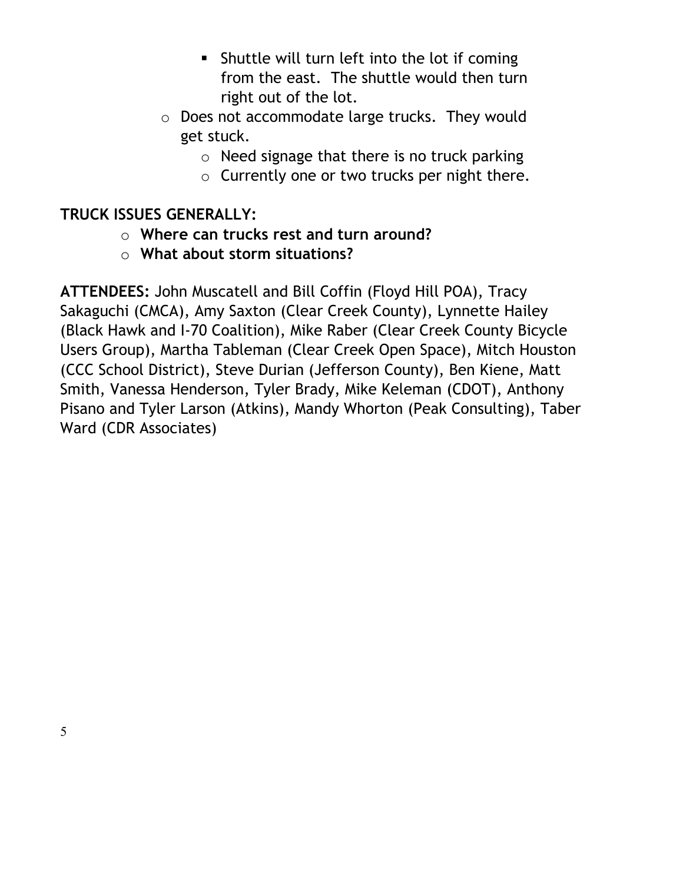- Shuttle will turn left into the lot if coming from the east. The shuttle would then turn right out of the lot.
  - Does not accommodate large trucks. They would get stuck.
    - Need signage that there is no truck parking
    - Currently one or two trucks per night there.

**TRUCK ISSUES GENERALLY:**

- **Where can trucks rest and turn around?**
- **What about storm situations?**

**ATTENDEES:** John Muscatell and Bill Coffin (Floyd Hill POA), Tracy Sakaguchi (CMCA), Amy Saxton (Clear Creek County), Lynnette Hailey (Black Hawk and I-70 Coalition), Mike Raber (Clear Creek County Bicycle Users Group), Martha Tableman (Clear Creek Open Space), Mitch Houston (CCC School District), Steve Durian (Jefferson County), Ben Kiene, Matt Smith, Vanessa Henderson, Tyler Brady, Mike Keleman (CDOT), Anthony Pisano and Tyler Larson (Atkins), Mandy Whorton (Peak Consulting), Taber Ward (CDR Associates)